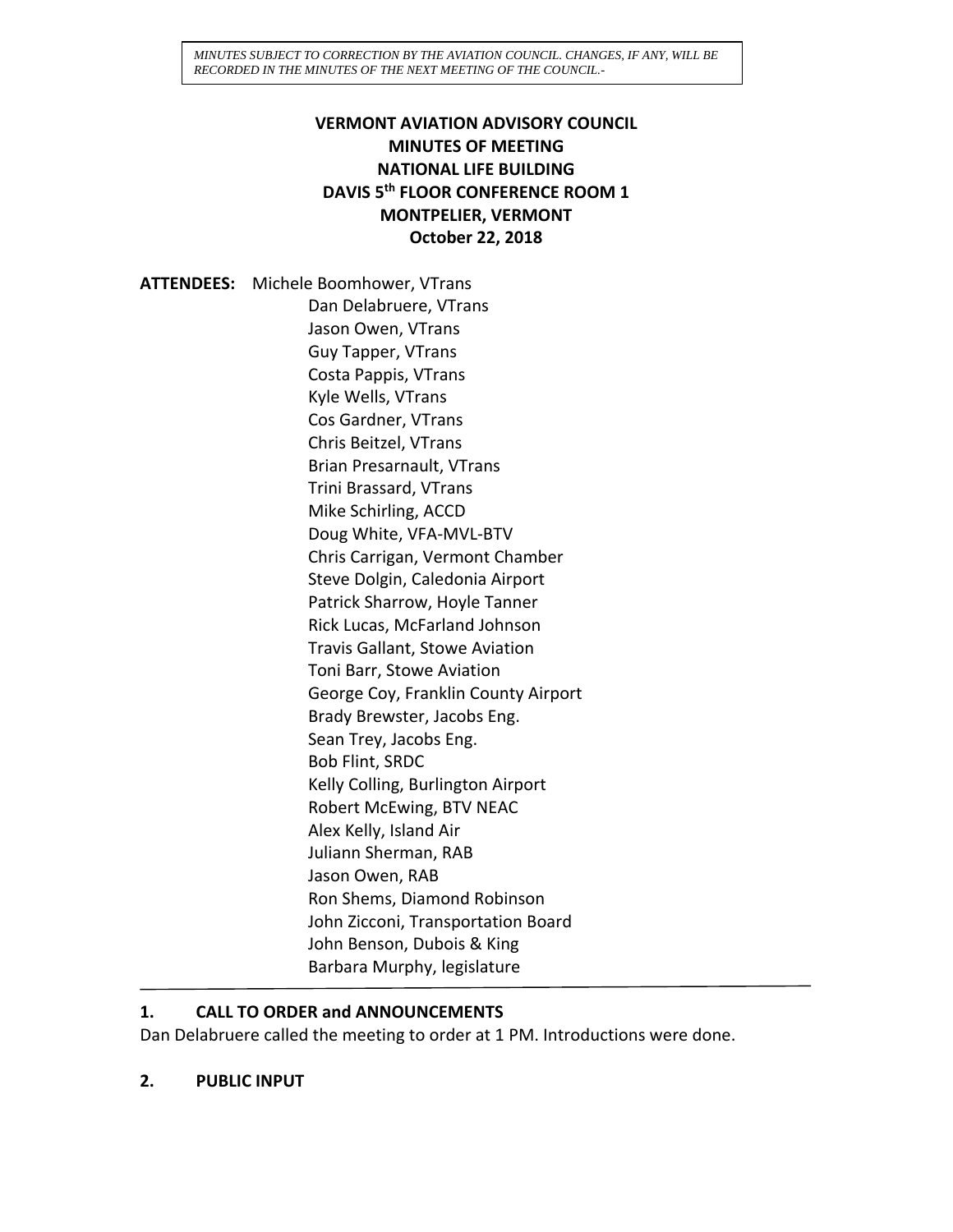*MINUTES SUBJECT TO CORRECTION BY THE AVIATION COUNCIL. CHANGES, IF ANY, WILL BE RECORDED IN THE MINUTES OF THE NEXT MEETING OF THE COUNCIL.-*

# VERMONT AVIATION ADVISORY COUNCIL
## MINUTES OF MEETING
## NATIONAL LIFE BUILDING
## DAVIS 5th FLOOR CONFERENCE ROOM 1
## MONTPELIER, VERMONT
## October 22, 2018

**ATTENDEES:** Michele Boomhower, VTrans
Dan Delabruere, VTrans
Jason Owen, VTrans
Guy Tapper, VTrans
Costa Pappis, VTrans
Kyle Wells, VTrans
Cos Gardner, VTrans
Chris Beitzel, VTrans
Brian Presarnault, VTrans
Trini Brassard, VTrans
Mike Schirling, ACCD
Doug White, VFA-MVL-BTV
Chris Carrigan, Vermont Chamber
Steve Dolgin, Caledonia Airport
Patrick Sharrow, Hoyle Tanner
Rick Lucas, McFarland Johnson
Travis Gallant, Stowe Aviation
Toni Barr, Stowe Aviation
George Coy, Franklin County Airport
Brady Brewster, Jacobs Eng.
Sean Trey, Jacobs Eng.
Bob Flint, SRDC
Kelly Colling, Burlington Airport
Robert McEwing, BTV NEAC
Alex Kelly, Island Air
Juliann Sherman, RAB
Jason Owen, RAB
Ron Shems, Diamond Robinson
John Zicconi, Transportation Board
John Benson, Dubois & King
Barbara Murphy, legislature

---

### 1. CALL TO ORDER and ANNOUNCEMENTS

Dan Delabruere called the meeting to order at 1 PM. Introductions were done.

### 2. PUBLIC INPUT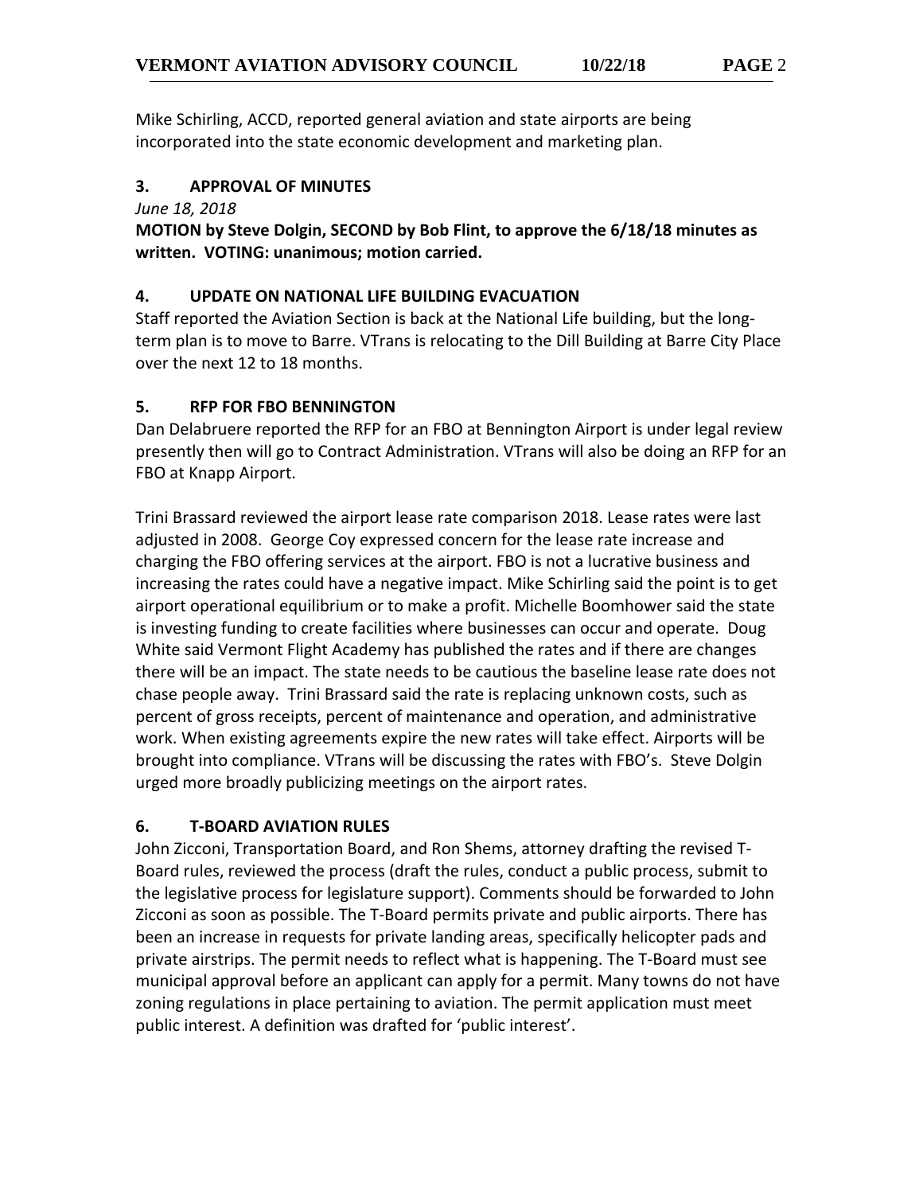Mike Schirling, ACCD, reported general aviation and state airports are being incorporated into the state economic development and marketing plan.

## 3. APPROVAL OF MINUTES

*June 18, 2018*

**MOTION by Steve Dolgin, SECOND by Bob Flint, to approve the 6/18/18 minutes as written. VOTING: unanimous; motion carried.**

## 4. UPDATE ON NATIONAL LIFE BUILDING EVACUATION

Staff reported the Aviation Section is back at the National Life building, but the long-term plan is to move to Barre. VTrans is relocating to the Dill Building at Barre City Place over the next 12 to 18 months.

## 5. RFP FOR FBO BENNINGTON

Dan Delabruere reported the RFP for an FBO at Bennington Airport is under legal review presently then will go to Contract Administration. VTrans will also be doing an RFP for an FBO at Knapp Airport.

Trini Brassard reviewed the airport lease rate comparison 2018. Lease rates were last adjusted in 2008. George Coy expressed concern for the lease rate increase and charging the FBO offering services at the airport. FBO is not a lucrative business and increasing the rates could have a negative impact. Mike Schirling said the point is to get airport operational equilibrium or to make a profit. Michelle Boomhower said the state is investing funding to create facilities where businesses can occur and operate. Doug White said Vermont Flight Academy has published the rates and if there are changes there will be an impact. The state needs to be cautious the baseline lease rate does not chase people away. Trini Brassard said the rate is replacing unknown costs, such as percent of gross receipts, percent of maintenance and operation, and administrative work. When existing agreements expire the new rates will take effect. Airports will be brought into compliance. VTrans will be discussing the rates with FBO's. Steve Dolgin urged more broadly publicizing meetings on the airport rates.

## 6. T-BOARD AVIATION RULES

John Zicconi, Transportation Board, and Ron Shems, attorney drafting the revised T-Board rules, reviewed the process (draft the rules, conduct a public process, submit to the legislative process for legislature support). Comments should be forwarded to John Zicconi as soon as possible. The T-Board permits private and public airports. There has been an increase in requests for private landing areas, specifically helicopter pads and private airstrips. The permit needs to reflect what is happening. The T-Board must see municipal approval before an applicant can apply for a permit. Many towns do not have zoning regulations in place pertaining to aviation. The permit application must meet public interest. A definition was drafted for 'public interest'.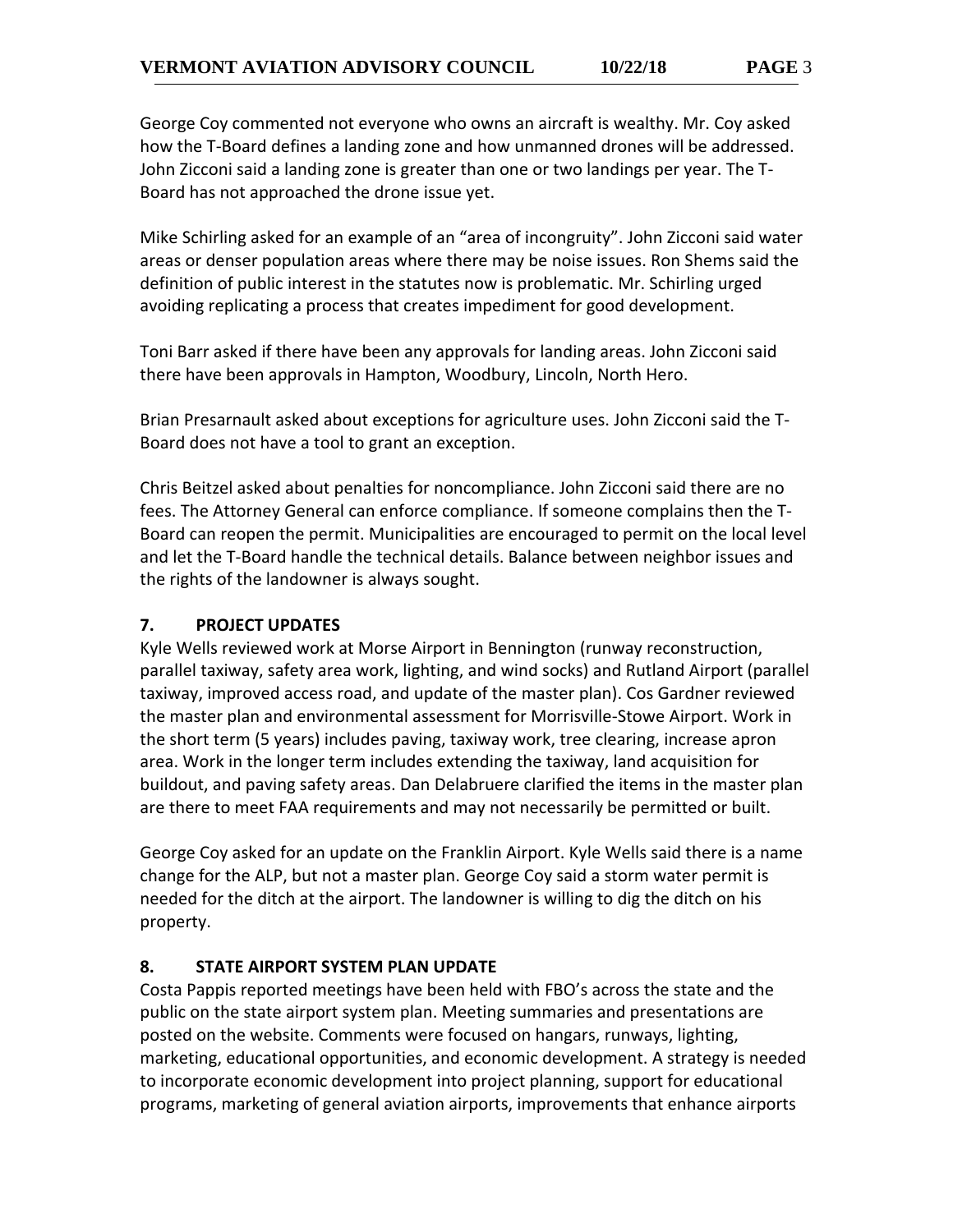George Coy commented not everyone who owns an aircraft is wealthy. Mr. Coy asked how the T-Board defines a landing zone and how unmanned drones will be addressed. John Zicconi said a landing zone is greater than one or two landings per year. The T-Board has not approached the drone issue yet.

Mike Schirling asked for an example of an "area of incongruity". John Zicconi said water areas or denser population areas where there may be noise issues. Ron Shems said the definition of public interest in the statutes now is problematic. Mr. Schirling urged avoiding replicating a process that creates impediment for good development.

Toni Barr asked if there have been any approvals for landing areas. John Zicconi said there have been approvals in Hampton, Woodbury, Lincoln, North Hero.

Brian Presarnault asked about exceptions for agriculture uses. John Zicconi said the T-Board does not have a tool to grant an exception.

Chris Beitzel asked about penalties for noncompliance. John Zicconi said there are no fees. The Attorney General can enforce compliance. If someone complains then the T-Board can reopen the permit. Municipalities are encouraged to permit on the local level and let the T-Board handle the technical details. Balance between neighbor issues and the rights of the landowner is always sought.

## 7. PROJECT UPDATES

Kyle Wells reviewed work at Morse Airport in Bennington (runway reconstruction, parallel taxiway, safety area work, lighting, and wind socks) and Rutland Airport (parallel taxiway, improved access road, and update of the master plan). Cos Gardner reviewed the master plan and environmental assessment for Morrisville-Stowe Airport. Work in the short term (5 years) includes paving, taxiway work, tree clearing, increase apron area. Work in the longer term includes extending the taxiway, land acquisition for buildout, and paving safety areas. Dan Delabruere clarified the items in the master plan are there to meet FAA requirements and may not necessarily be permitted or built.

George Coy asked for an update on the Franklin Airport. Kyle Wells said there is a name change for the ALP, but not a master plan. George Coy said a storm water permit is needed for the ditch at the airport. The landowner is willing to dig the ditch on his property.

## 8. STATE AIRPORT SYSTEM PLAN UPDATE

Costa Pappis reported meetings have been held with FBO's across the state and the public on the state airport system plan. Meeting summaries and presentations are posted on the website. Comments were focused on hangars, runways, lighting, marketing, educational opportunities, and economic development. A strategy is needed to incorporate economic development into project planning, support for educational programs, marketing of general aviation airports, improvements that enhance airports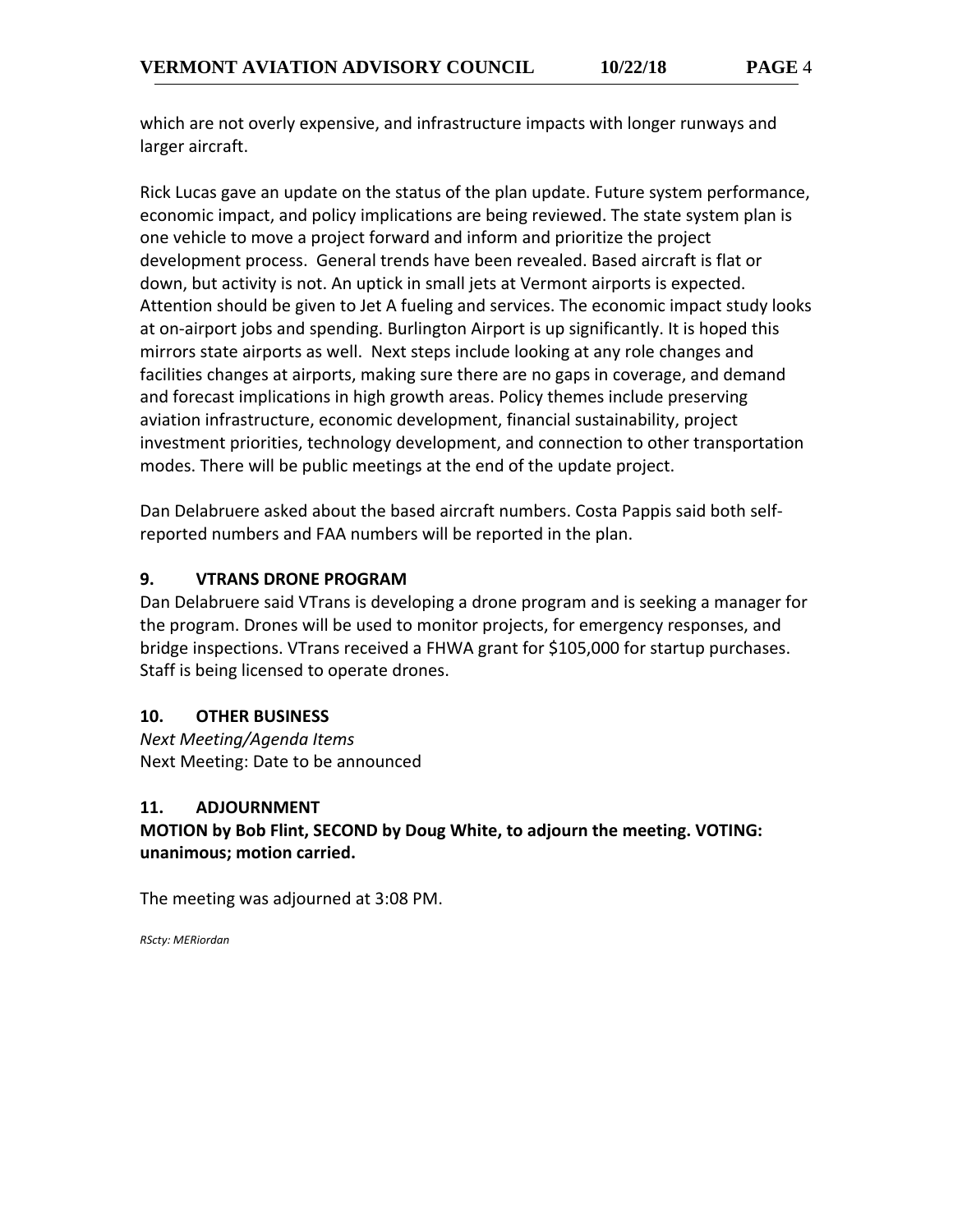which are not overly expensive, and infrastructure impacts with longer runways and larger aircraft.

Rick Lucas gave an update on the status of the plan update. Future system performance, economic impact, and policy implications are being reviewed. The state system plan is one vehicle to move a project forward and inform and prioritize the project development process. General trends have been revealed. Based aircraft is flat or down, but activity is not. An uptick in small jets at Vermont airports is expected. Attention should be given to Jet A fueling and services. The economic impact study looks at on-airport jobs and spending. Burlington Airport is up significantly. It is hoped this mirrors state airports as well. Next steps include looking at any role changes and facilities changes at airports, making sure there are no gaps in coverage, and demand and forecast implications in high growth areas. Policy themes include preserving aviation infrastructure, economic development, financial sustainability, project investment priorities, technology development, and connection to other transportation modes. There will be public meetings at the end of the update project.

Dan Delabruere asked about the based aircraft numbers. Costa Pappis said both self-reported numbers and FAA numbers will be reported in the plan.

## 9. VTRANS DRONE PROGRAM

Dan Delabruere said VTrans is developing a drone program and is seeking a manager for the program. Drones will be used to monitor projects, for emergency responses, and bridge inspections. VTrans received a FHWA grant for $105,000 for startup purchases. Staff is being licensed to operate drones.

## 10. OTHER BUSINESS

*Next Meeting/Agenda Items*
Next Meeting: Date to be announced

## 11. ADJOURNMENT

**MOTION by Bob Flint, SECOND by Doug White, to adjourn the meeting. VOTING: unanimous; motion carried.**

The meeting was adjourned at 3:08 PM.

*RScty: MERiordan*